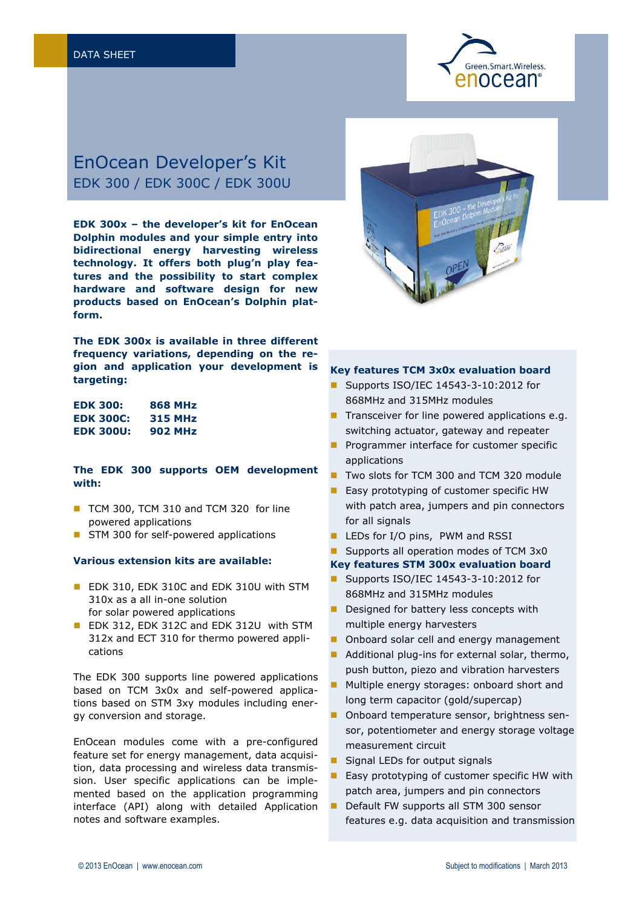DATA SHEET

# EnOcean Developer's Kit

## EDK 300 / EDK 300C / EDK 300U

**EDK 300x – the developer's kit for EnOcean Dolphin modules and your simple entry into bidirectional energy harvesting wireless technology. It offers both plug'n play features and the possibility to start complex hardware and software design for new products based on EnOcean's Dolphin platform.**

**The EDK 300x is available in three different frequency variations, depending on the region and application your development is targeting:**

| | |
|---|---|
| **EDK 300:** | **868 MHz** |
| **EDK 300C:** | **315 MHz** |
| **EDK 300U:** | **902 MHz** |

**The EDK 300 supports OEM development with:**

- TCM 300, TCM 310 and TCM 320 for line powered applications
- STM 300 for self-powered applications

**Various extension kits are available:**

- EDK 310, EDK 310C and EDK 310U with STM 310x as a all in-one solution for solar powered applications
- EDK 312, EDK 312C and EDK 312U with STM 312x and ECT 310 for thermo powered applications

The EDK 300 supports line powered applications based on TCM 3x0x and self-powered applications based on STM 3xy modules including energy conversion and storage.

EnOcean modules come with a pre-configured feature set for energy management, data acquisition, data processing and wireless data transmission. User specific applications can be implemented based on the application programming interface (API) along with detailed Application notes and software examples.

**Key features TCM 3x0x evaluation board**

- Supports ISO/IEC 14543-3-10:2012 for 868MHz and 315MHz modules
- Transceiver for line powered applications e.g. switching actuator, gateway and repeater
- Programmer interface for customer specific applications
- Two slots for TCM 300 and TCM 320 module
- Easy prototyping of customer specific HW with patch area, jumpers and pin connectors for all signals
- LEDs for I/O pins, PWM and RSSI
- Supports all operation modes of TCM 3x0

**Key features STM 300x evaluation board**

- Supports ISO/IEC 14543-3-10:2012 for 868MHz and 315MHz modules
- Designed for battery less concepts with multiple energy harvesters
- Onboard solar cell and energy management
- Additional plug-ins for external solar, thermo, push button, piezo and vibration harvesters
- Multiple energy storages: onboard short and long term capacitor (gold/supercap)
- Onboard temperature sensor, brightness sensor, potentiometer and energy storage voltage measurement circuit
- Signal LEDs for output signals
- Easy prototyping of customer specific HW with patch area, jumpers and pin connectors
- Default FW supports all STM 300 sensor features e.g. data acquisition and transmission

© 2013 EnOcean | www.enocean.com Subject to modifications | March 2013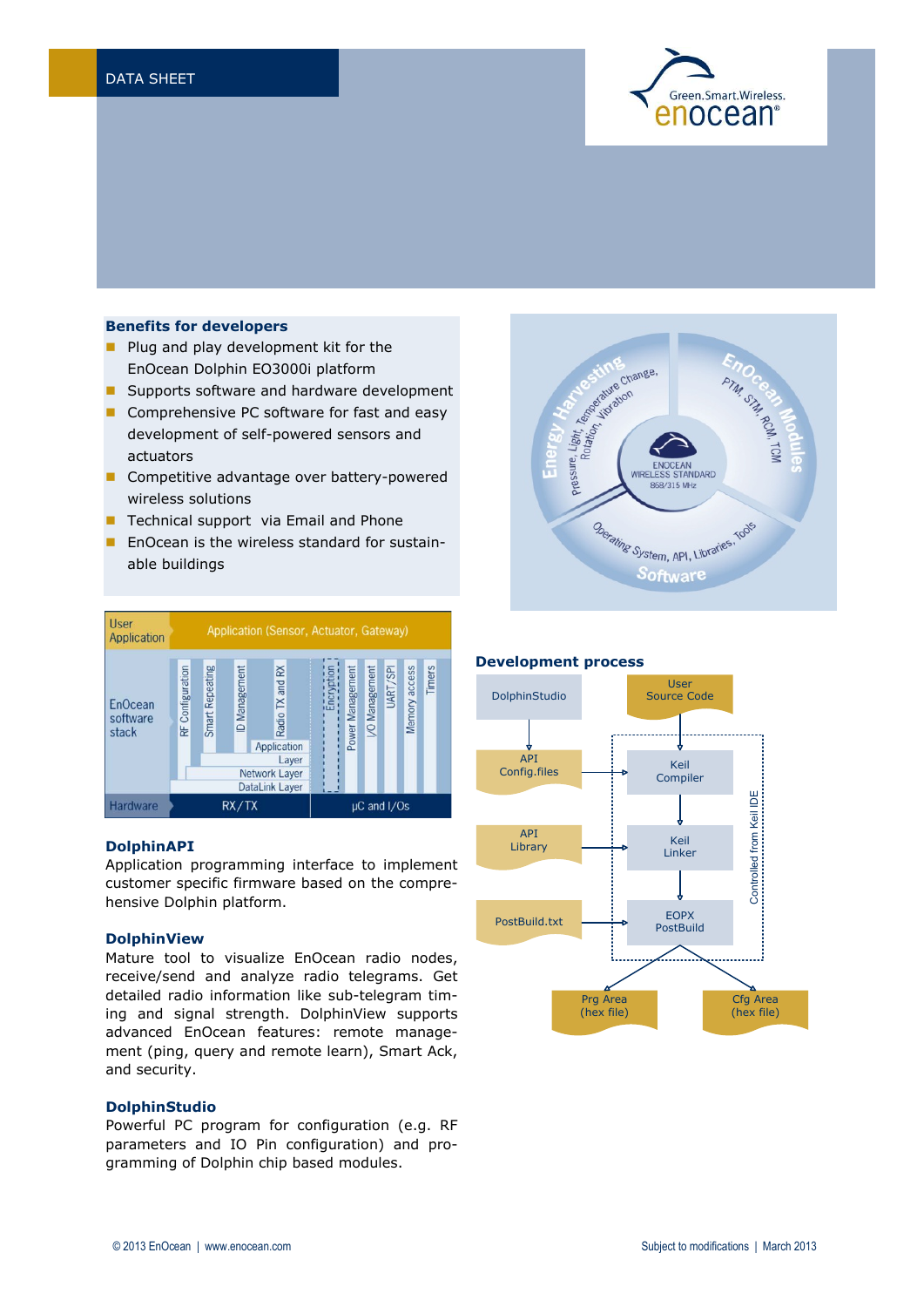DATA SHEET

## Benefits for developers

- Plug and play development kit for the EnOcean Dolphin EO3000i platform
- Supports software and hardware development
- Comprehensive PC software for fast and easy development of self-powered sensors and actuators
- Competitive advantage over battery-powered wireless solutions
- Technical support via Email and Phone
- EnOcean is the wireless standard for sustainable buildings

### DolphinAPI

Application programming interface to implement customer specific firmware based on the comprehensive Dolphin platform.

### DolphinView

Mature tool to visualize EnOcean radio nodes, receive/send and analyze radio telegrams. Get detailed radio information like sub-telegram timing and signal strength. DolphinView supports advanced EnOcean features: remote management (ping, query and remote learn), Smart Ack, and security.

### DolphinStudio

Powerful PC program for configuration (e.g. RF parameters and IO Pin configuration) and programming of Dolphin chip based modules.

## Development process

© 2013 EnOcean | www.enocean.com

Subject to modifications | March 2013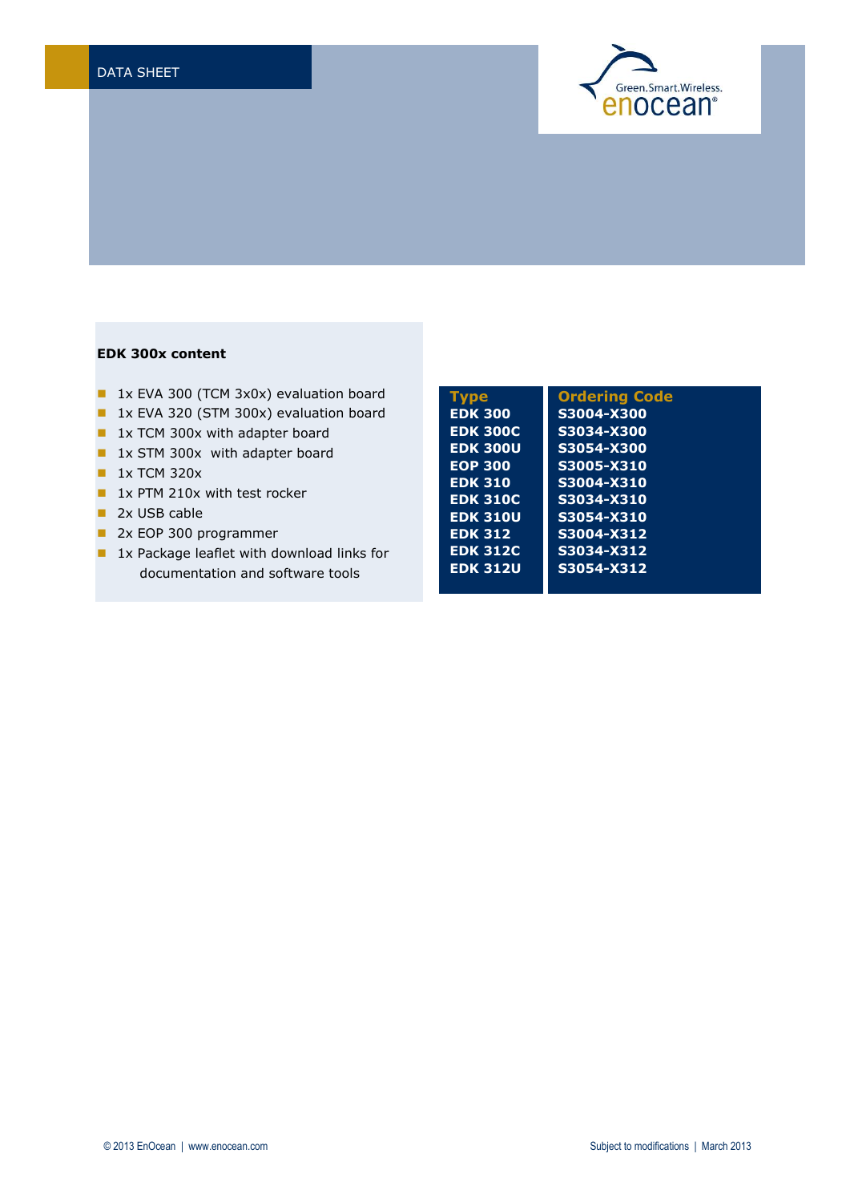DATA SHEET

Green.Smart.Wireless.
enocean®

**EDK 300x content**

- 1x EVA 300 (TCM 3x0x) evaluation board
- 1x EVA 320 (STM 300x) evaluation board
- 1x TCM 300x with adapter board
- 1x STM 300x with adapter board
- 1x TCM 320x
- 1x PTM 210x with test rocker
- 2x USB cable
- 2x EOP 300 programmer
- 1x Package leaflet with download links for documentation and software tools

| Type | Ordering Code |
|---|---|
| EDK 300 | S3004-X300 |
| EDK 300C | S3034-X300 |
| EDK 300U | S3054-X300 |
| EOP 300 | S3005-X310 |
| EDK 310 | S3004-X310 |
| EDK 310C | S3034-X310 |
| EDK 310U | S3054-X310 |
| EDK 312 | S3004-X312 |
| EDK 312C | S3034-X312 |
| EDK 312U | S3054-X312 |

© 2013 EnOcean | www.enocean.com

Subject to modifications | March 2013